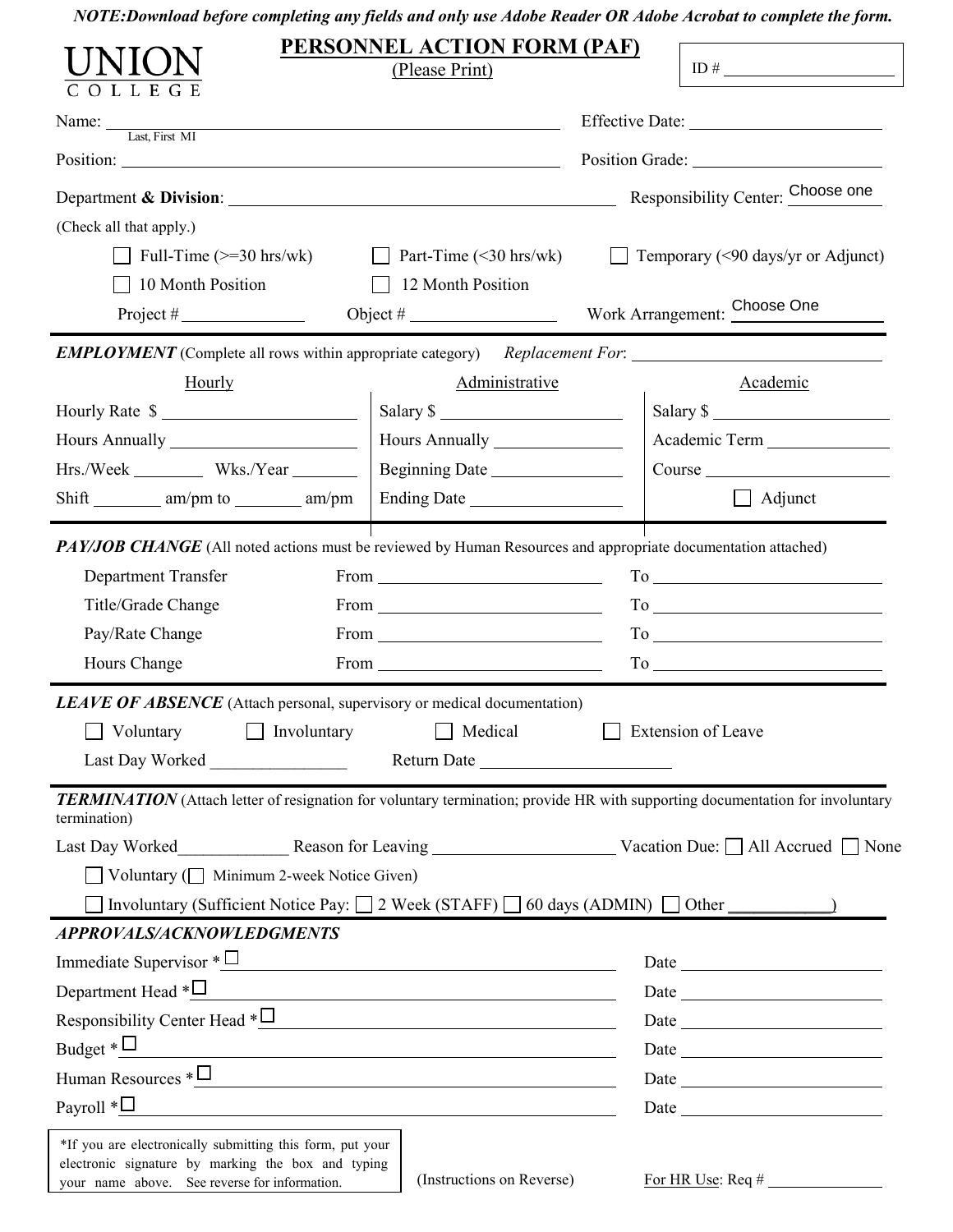***NOTE:Download before completing any fields and only use Adobe Reader OR Adobe Acrobat to complete the form.***

UNION COLLEGE

# PERSONNEL ACTION FORM (PAF)

(Please Print)

ID # ____________________

Name: ________________________________________ Effective Date: ____________________
Last, First MI

Position: ________________________________________ Position Grade: ____________________

Department **& Division**: ________________________________________ Responsibility Center: Choose one

(Check all that apply.)

☐ Full-Time (>=30 hrs/wk) ☐ Part-Time (<30 hrs/wk) ☐ Temporary (<90 days/yr or Adjunct)

☐ 10 Month Position ☐ 12 Month Position

Project # ______________ Object # ________________ Work Arrangement: Choose One

***EMPLOYMENT*** (Complete all rows within appropriate category) *Replacement For*: ____________________

| Hourly | Administrative | Academic |
|---|---|---|
| Hourly Rate $ ____________ | Salary $ ____________ | Salary $ ____________ |
| Hours Annually ____________ | Hours Annually ____________ | Academic Term ____________ |
| Hrs./Week ________ Wks./Year ________ | Beginning Date ____________ | Course ____________ |
| Shift ________ am/pm to ________ am/pm | Ending Date ____________ | ☐ Adjunct |

***PAY/JOB CHANGE*** (All noted actions must be reviewed by Human Resources and appropriate documentation attached)

| | | |
|---|---|---|
| Department Transfer | From ____________ | To ____________ |
| Title/Grade Change | From ____________ | To ____________ |
| Pay/Rate Change | From ____________ | To ____________ |
| Hours Change | From ____________ | To ____________ |

***LEAVE OF ABSENCE*** (Attach personal, supervisory or medical documentation)

☐ Voluntary ☐ Involuntary ☐ Medical ☐ Extension of Leave

Last Day Worked ________________ Return Date ____________________

***TERMINATION*** (Attach letter of resignation for voluntary termination; provide HR with supporting documentation for involuntary termination)

Last Day Worked_____________ Reason for Leaving ____________________ Vacation Due: ☐ All Accrued ☐ None

☐ Voluntary (☐ Minimum 2-week Notice Given)

☐ Involuntary (Sufficient Notice Pay: ☐ 2 Week (STAFF) ☐ 60 days (ADMIN) ☐ Other ___________)

***APPROVALS/ACKNOWLEDGMENTS***

Immediate Supervisor * ☐ ________________________________________ Date ____________________

Department Head * ☐ ________________________________________ Date ____________________

Responsibility Center Head * ☐ ________________________________________ Date ____________________

Budget * ☐ ________________________________________ Date ____________________

Human Resources * ☐ ________________________________________ Date ____________________

Payroll * ☐ ________________________________________ Date ____________________

*If you are electronically submitting this form, put your electronic signature by marking the box and typing your name above. See reverse for information.

(Instructions on Reverse)

For HR Use: Req # ______________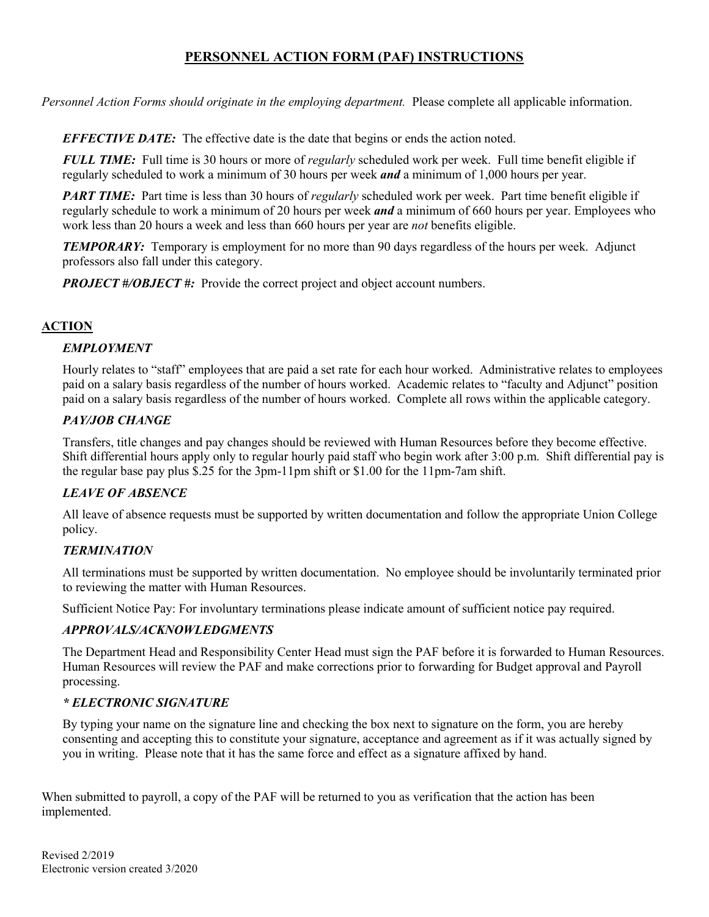# PERSONNEL ACTION FORM (PAF) INSTRUCTIONS

*Personnel Action Forms should originate in the employing department.* Please complete all applicable information.

***EFFECTIVE DATE:*** The effective date is the date that begins or ends the action noted.

***FULL TIME:*** Full time is 30 hours or more of *regularly* scheduled work per week. Full time benefit eligible if regularly scheduled to work a minimum of 30 hours per week ***and*** a minimum of 1,000 hours per year.

***PART TIME:*** Part time is less than 30 hours of *regularly* scheduled work per week. Part time benefit eligible if regularly schedule to work a minimum of 20 hours per week ***and*** a minimum of 660 hours per year. Employees who work less than 20 hours a week and less than 660 hours per year are *not* benefits eligible.

***TEMPORARY:*** Temporary is employment for no more than 90 days regardless of the hours per week. Adjunct professors also fall under this category.

***PROJECT #/OBJECT #:*** Provide the correct project and object account numbers.

## ACTION

### *EMPLOYMENT*

Hourly relates to "staff" employees that are paid a set rate for each hour worked. Administrative relates to employees paid on a salary basis regardless of the number of hours worked. Academic relates to "faculty and Adjunct" position paid on a salary basis regardless of the number of hours worked. Complete all rows within the applicable category.

### *PAY/JOB CHANGE*

Transfers, title changes and pay changes should be reviewed with Human Resources before they become effective. Shift differential hours apply only to regular hourly paid staff who begin work after 3:00 p.m. Shift differential pay is the regular base pay plus $.25 for the 3pm-11pm shift or $1.00 for the 11pm-7am shift.

### *LEAVE OF ABSENCE*

All leave of absence requests must be supported by written documentation and follow the appropriate Union College policy.

### *TERMINATION*

All terminations must be supported by written documentation. No employee should be involuntarily terminated prior to reviewing the matter with Human Resources.

Sufficient Notice Pay: For involuntary terminations please indicate amount of sufficient notice pay required.

### *APPROVALS/ACKNOWLEDGMENTS*

The Department Head and Responsibility Center Head must sign the PAF before it is forwarded to Human Resources. Human Resources will review the PAF and make corrections prior to forwarding for Budget approval and Payroll processing.

### *\* ELECTRONIC SIGNATURE*

By typing your name on the signature line and checking the box next to signature on the form, you are hereby consenting and accepting this to constitute your signature, acceptance and agreement as if it was actually signed by you in writing. Please note that it has the same force and effect as a signature affixed by hand.

When submitted to payroll, a copy of the PAF will be returned to you as verification that the action has been implemented.

Revised 2/2019
Electronic version created 3/2020